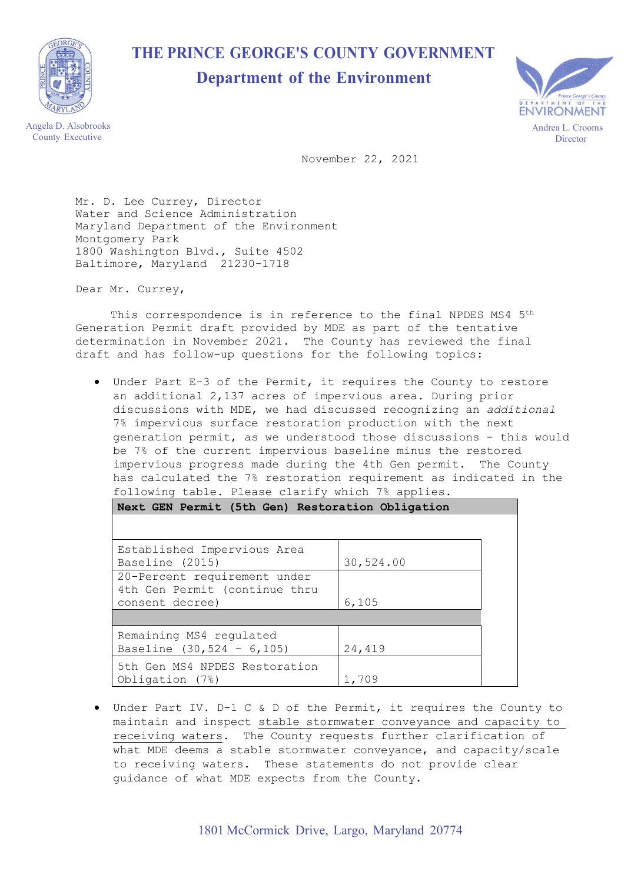# THE PRINCE GEORGE'S COUNTY GOVERNMENT

## Department of the Environment

Angela D. Alsobrooks
County Executive

Andrea L. Crooms
Director

November 22, 2021

Mr. D. Lee Currey, Director
Water and Science Administration
Maryland Department of the Environment
Montgomery Park
1800 Washington Blvd., Suite 4502
Baltimore, Maryland 21230-1718

Dear Mr. Currey,

This correspondence is in reference to the final NPDES MS4 5th Generation Permit draft provided by MDE as part of the tentative determination in November 2021. The County has reviewed the final draft and has follow-up questions for the following topics:

- Under Part E-3 of the Permit, it requires the County to restore an additional 2,137 acres of impervious area. During prior discussions with MDE, we had discussed recognizing an *additional* 7% impervious surface restoration production with the next generation permit, as we understood those discussions - this would be 7% of the current impervious baseline minus the restored impervious progress made during the 4th Gen permit. The County has calculated the 7% restoration requirement as indicated in the following table. Please clarify which 7% applies.

| Next GEN Permit (5th Gen) Restoration Obligation | |
|---|---|
| Established Impervious Area Baseline (2015) | 30,524.00 |
| 20-Percent requirement under 4th Gen Permit (continue thru consent decree) | 6,105 |
| | |
| Remaining MS4 regulated Baseline (30,524 - 6,105) | 24,419 |
| 5th Gen MS4 NPDES Restoration Obligation (7%) | 1,709 |

- Under Part IV. D-1 C & D of the Permit, it requires the County to maintain and inspect stable stormwater conveyance and capacity to receiving waters. The County requests further clarification of what MDE deems a stable stormwater conveyance, and capacity/scale to receiving waters. These statements do not provide clear guidance of what MDE expects from the County.

1801 McCormick Drive, Largo, Maryland 20774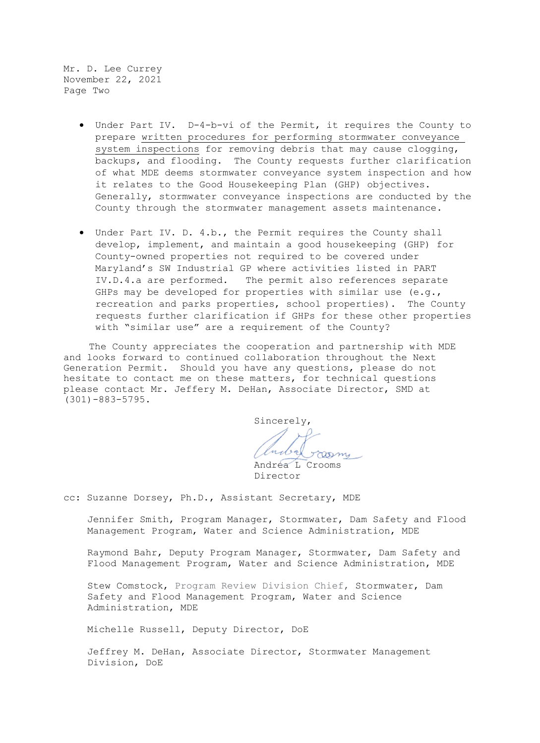Mr. D. Lee Currey
November 22, 2021
Page Two

- Under Part IV. D-4-b-vi of the Permit, it requires the County to prepare <u>written procedures for performing stormwater conveyance system inspections</u> for removing debris that may cause clogging, backups, and flooding. The County requests further clarification of what MDE deems stormwater conveyance system inspection and how it relates to the Good Housekeeping Plan (GHP) objectives. Generally, stormwater conveyance inspections are conducted by the County through the stormwater management assets maintenance.

- Under Part IV. D. 4.b., the Permit requires the County shall develop, implement, and maintain a good housekeeping (GHP) for County-owned properties not required to be covered under Maryland's SW Industrial GP where activities listed in PART IV.D.4.a are performed. The permit also references separate GHPs may be developed for properties with similar use (e.g., recreation and parks properties, school properties). The County requests further clarification if GHPs for these other properties with "similar use" are a requirement of the County?

The County appreciates the cooperation and partnership with MDE and looks forward to continued collaboration throughout the Next Generation Permit. Should you have any questions, please do not hesitate to contact me on these matters, for technical questions please contact Mr. Jeffery M. DeHan, Associate Director, SMD at (301)-883-5795.

Sincerely,

Andrea L Crooms
Director

cc: Suzanne Dorsey, Ph.D., Assistant Secretary, MDE

Jennifer Smith, Program Manager, Stormwater, Dam Safety and Flood Management Program, Water and Science Administration, MDE

Raymond Bahr, Deputy Program Manager, Stormwater, Dam Safety and Flood Management Program, Water and Science Administration, MDE

Stew Comstock, Program Review Division Chief, Stormwater, Dam Safety and Flood Management Program, Water and Science Administration, MDE

Michelle Russell, Deputy Director, DoE

Jeffrey M. DeHan, Associate Director, Stormwater Management Division, DoE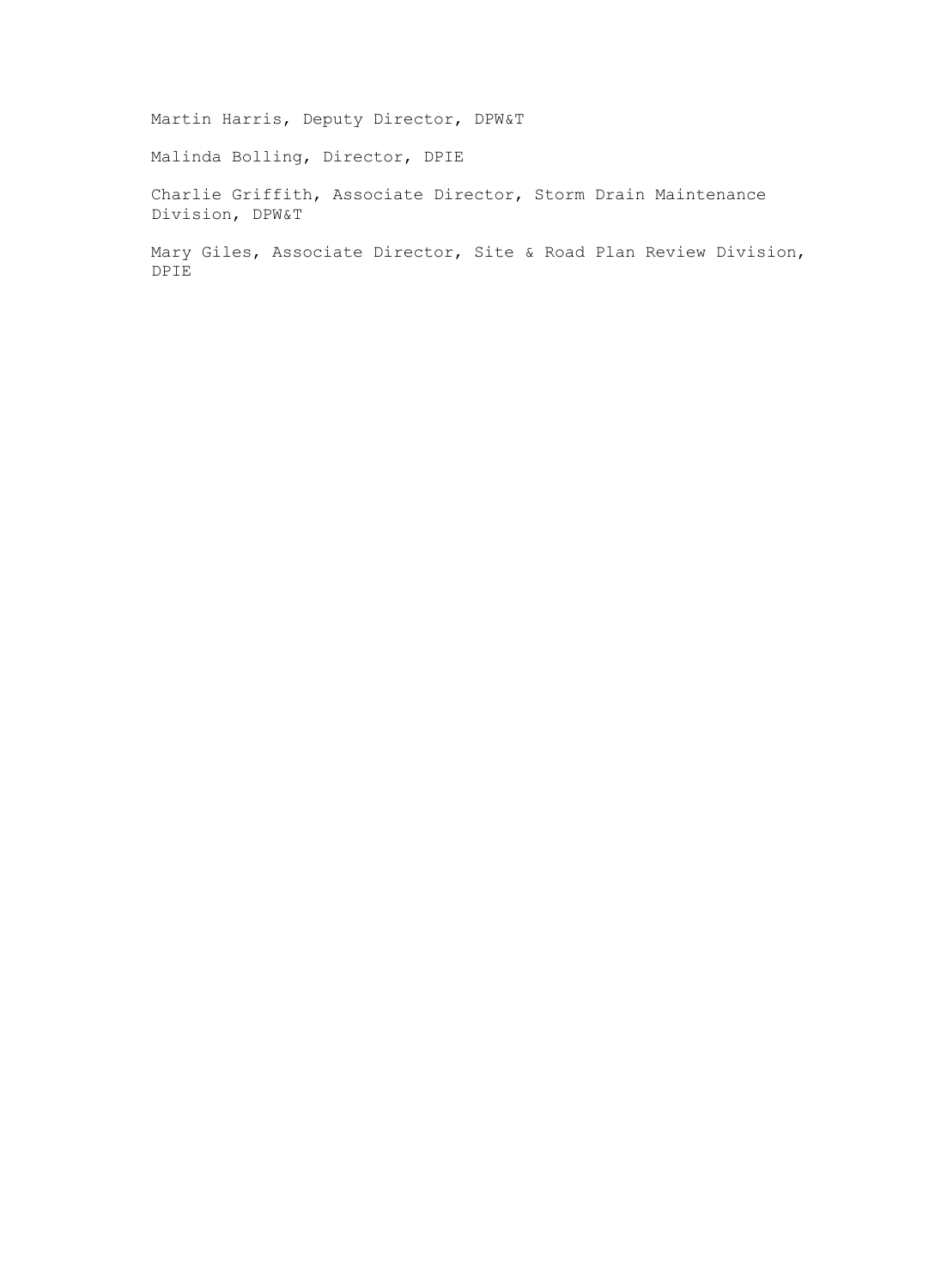Martin Harris, Deputy Director, DPW&T

Malinda Bolling, Director, DPIE

Charlie Griffith, Associate Director, Storm Drain Maintenance Division, DPW&T

Mary Giles, Associate Director, Site & Road Plan Review Division, DPIE